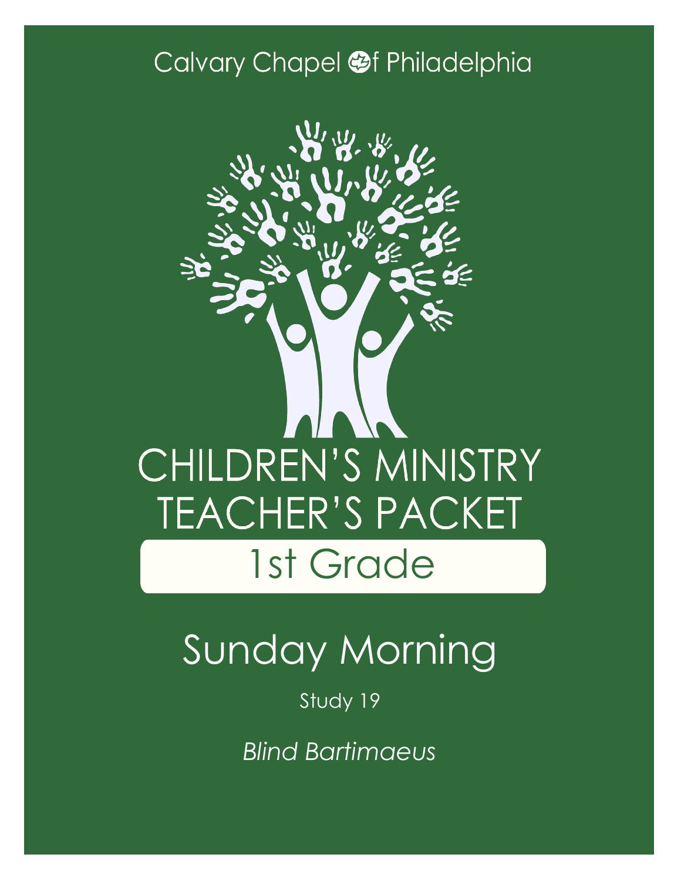Calvary Chapel of Philadelphia

# CHILDREN'S MINISTRY TEACHER'S PACKET

## 1st Grade

# Sunday Morning

Study 19

*Blind Bartimaeus*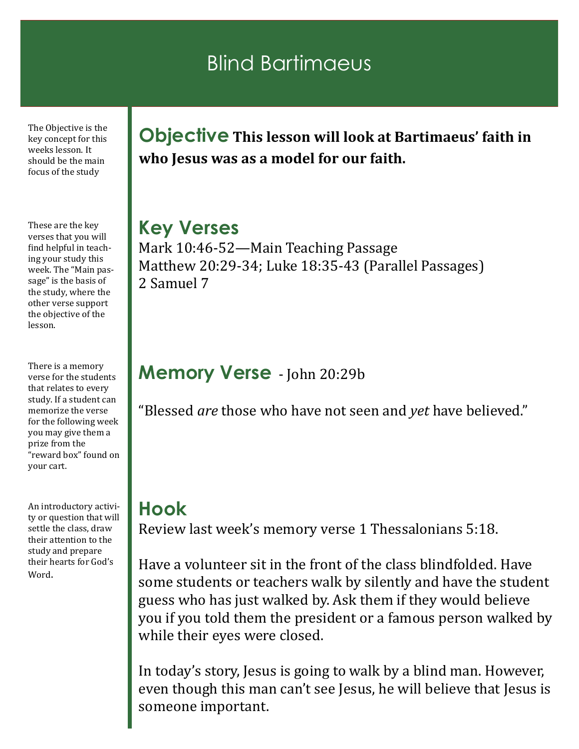# Blind Bartimaeus

The Objective is the key concept for this weeks lesson. It should be the main focus of the study

## Objective

**This lesson will look at Bartimaeus' faith in who Jesus was as a model for our faith.**

These are the key verses that you will find helpful in teaching your study this week. The "Main passage" is the basis of the study, where the other verse support the objective of the lesson.

## Key Verses

Mark 10:46-52—Main Teaching Passage
Matthew 20:29-34; Luke 18:35-43 (Parallel Passages)
2 Samuel 7

There is a memory verse for the students that relates to every study. If a student can memorize the verse for the following week you may give them a prize from the "reward box" found on your cart.

## Memory Verse - John 20:29b

"Blessed *are* those who have not seen and *yet* have believed."

An introductory activity or question that will settle the class, draw their attention to the study and prepare their hearts for God's Word.

## Hook

Review last week's memory verse 1 Thessalonians 5:18.

Have a volunteer sit in the front of the class blindfolded. Have some students or teachers walk by silently and have the student guess who has just walked by. Ask them if they would believe you if you told them the president or a famous person walked by while their eyes were closed.

In today's story, Jesus is going to walk by a blind man. However, even though this man can't see Jesus, he will believe that Jesus is someone important.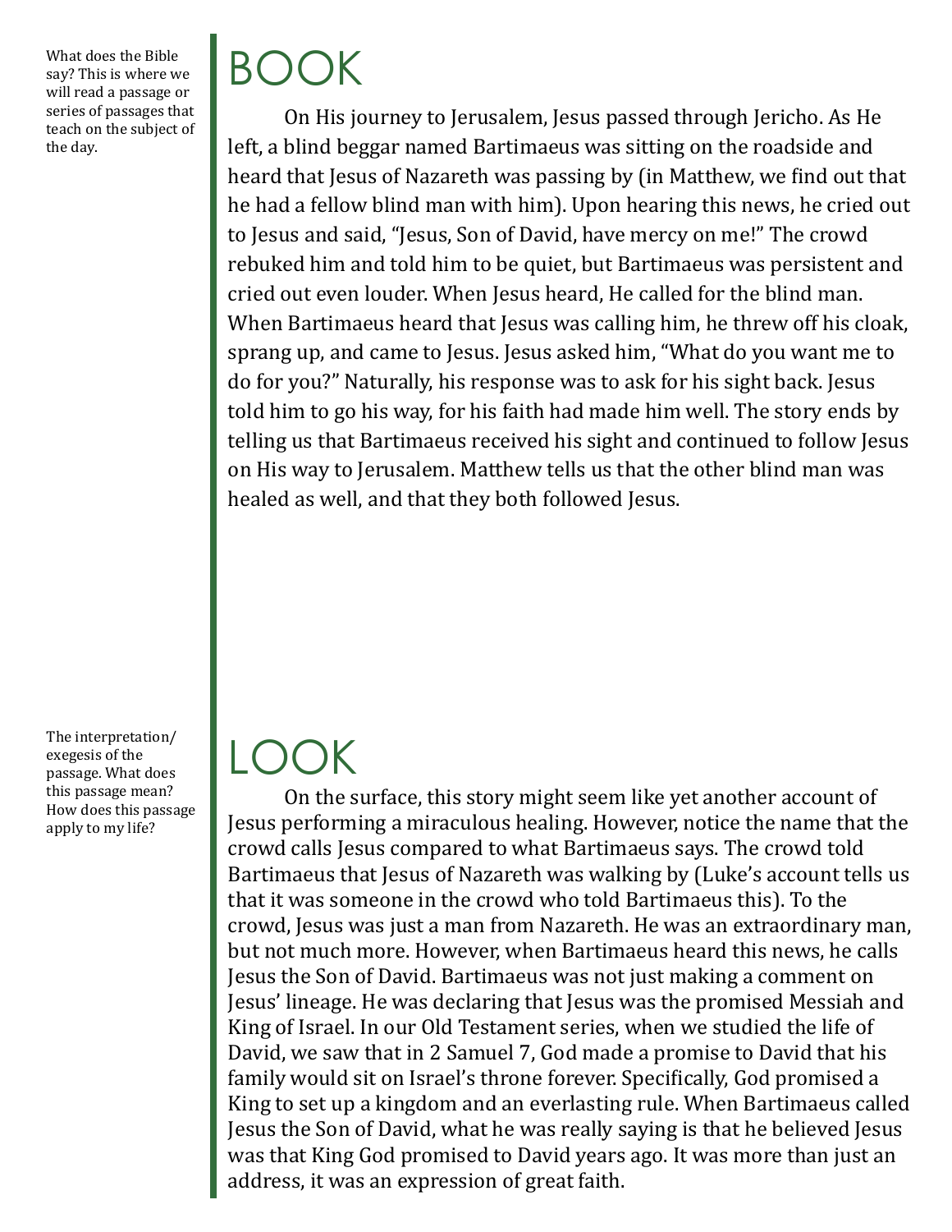What does the Bible say? This is where we will read a passage or series of passages that teach on the subject of the day.

# BOOK

On His journey to Jerusalem, Jesus passed through Jericho. As He left, a blind beggar named Bartimaeus was sitting on the roadside and heard that Jesus of Nazareth was passing by (in Matthew, we find out that he had a fellow blind man with him). Upon hearing this news, he cried out to Jesus and said, "Jesus, Son of David, have mercy on me!" The crowd rebuked him and told him to be quiet, but Bartimaeus was persistent and cried out even louder. When Jesus heard, He called for the blind man. When Bartimaeus heard that Jesus was calling him, he threw off his cloak, sprang up, and came to Jesus. Jesus asked him, "What do you want me to do for you?" Naturally, his response was to ask for his sight back. Jesus told him to go his way, for his faith had made him well. The story ends by telling us that Bartimaeus received his sight and continued to follow Jesus on His way to Jerusalem. Matthew tells us that the other blind man was healed as well, and that they both followed Jesus.

The interpretation/exegesis of the passage. What does this passage mean? How does this passage apply to my life?

# LOOK

On the surface, this story might seem like yet another account of Jesus performing a miraculous healing. However, notice the name that the crowd calls Jesus compared to what Bartimaeus says. The crowd told Bartimaeus that Jesus of Nazareth was walking by (Luke's account tells us that it was someone in the crowd who told Bartimaeus this). To the crowd, Jesus was just a man from Nazareth. He was an extraordinary man, but not much more. However, when Bartimaeus heard this news, he calls Jesus the Son of David. Bartimaeus was not just making a comment on Jesus' lineage. He was declaring that Jesus was the promised Messiah and King of Israel. In our Old Testament series, when we studied the life of David, we saw that in 2 Samuel 7, God made a promise to David that his family would sit on Israel's throne forever. Specifically, God promised a King to set up a kingdom and an everlasting rule. When Bartimaeus called Jesus the Son of David, what he was really saying is that he believed Jesus was that King God promised to David years ago. It was more than just an address, it was an expression of great faith.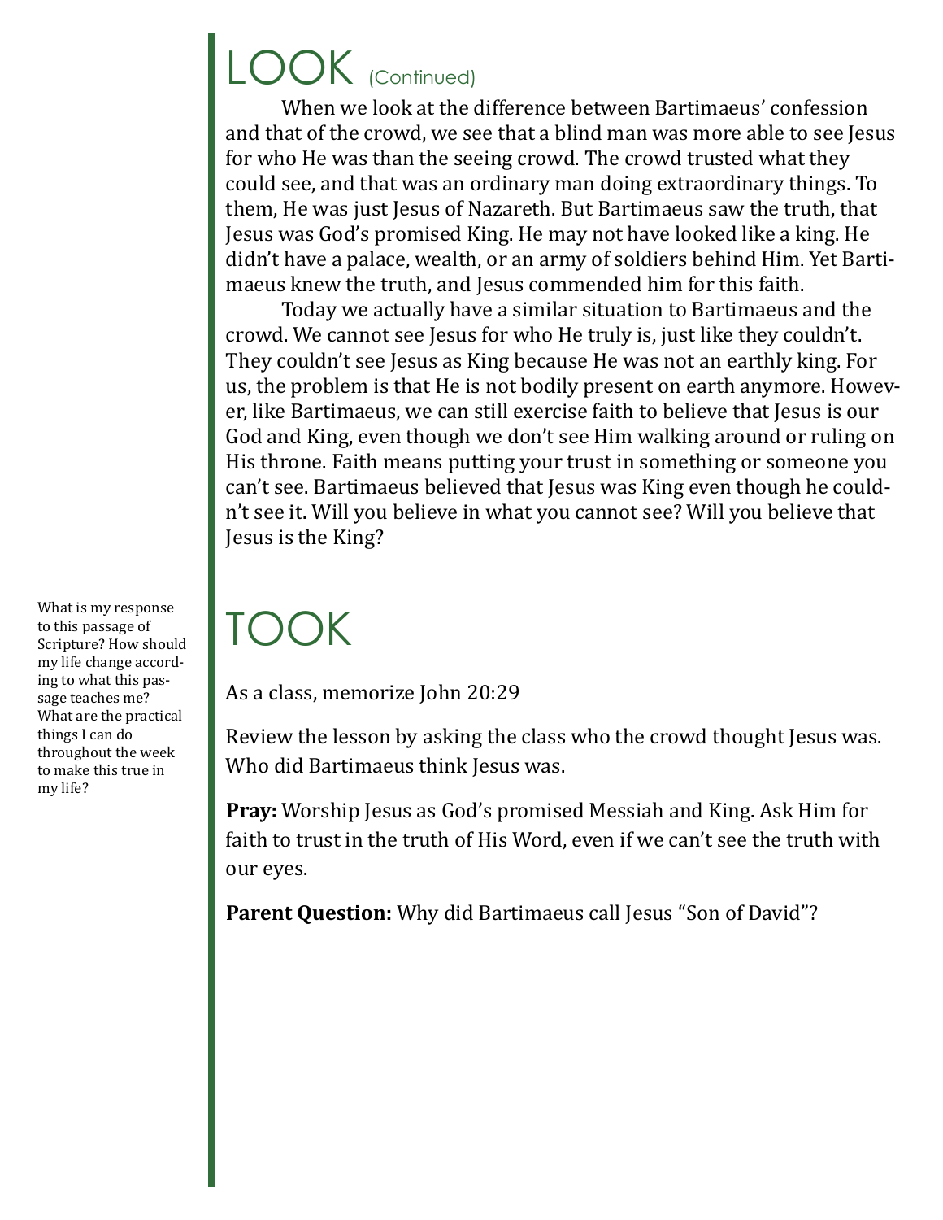# LOOK (Continued)

When we look at the difference between Bartimaeus' confession and that of the crowd, we see that a blind man was more able to see Jesus for who He was than the seeing crowd. The crowd trusted what they could see, and that was an ordinary man doing extraordinary things. To them, He was just Jesus of Nazareth. But Bartimaeus saw the truth, that Jesus was God's promised King. He may not have looked like a king. He didn't have a palace, wealth, or an army of soldiers behind Him. Yet Bartimaeus knew the truth, and Jesus commended him for this faith.

Today we actually have a similar situation to Bartimaeus and the crowd. We cannot see Jesus for who He truly is, just like they couldn't. They couldn't see Jesus as King because He was not an earthly king. For us, the problem is that He is not bodily present on earth anymore. However, like Bartimaeus, we can still exercise faith to believe that Jesus is our God and King, even though we don't see Him walking around or ruling on His throne. Faith means putting your trust in something or someone you can't see. Bartimaeus believed that Jesus was King even though he couldn't see it. Will you believe in what you cannot see? Will you believe that Jesus is the King?

# TOOK

What is my response to this passage of Scripture? How should my life change according to what this passage teaches me? What are the practical things I can do throughout the week to make this true in my life?

As a class, memorize John 20:29

Review the lesson by asking the class who the crowd thought Jesus was. Who did Bartimaeus think Jesus was.

**Pray:** Worship Jesus as God's promised Messiah and King. Ask Him for faith to trust in the truth of His Word, even if we can't see the truth with our eyes.

**Parent Question:** Why did Bartimaeus call Jesus "Son of David"?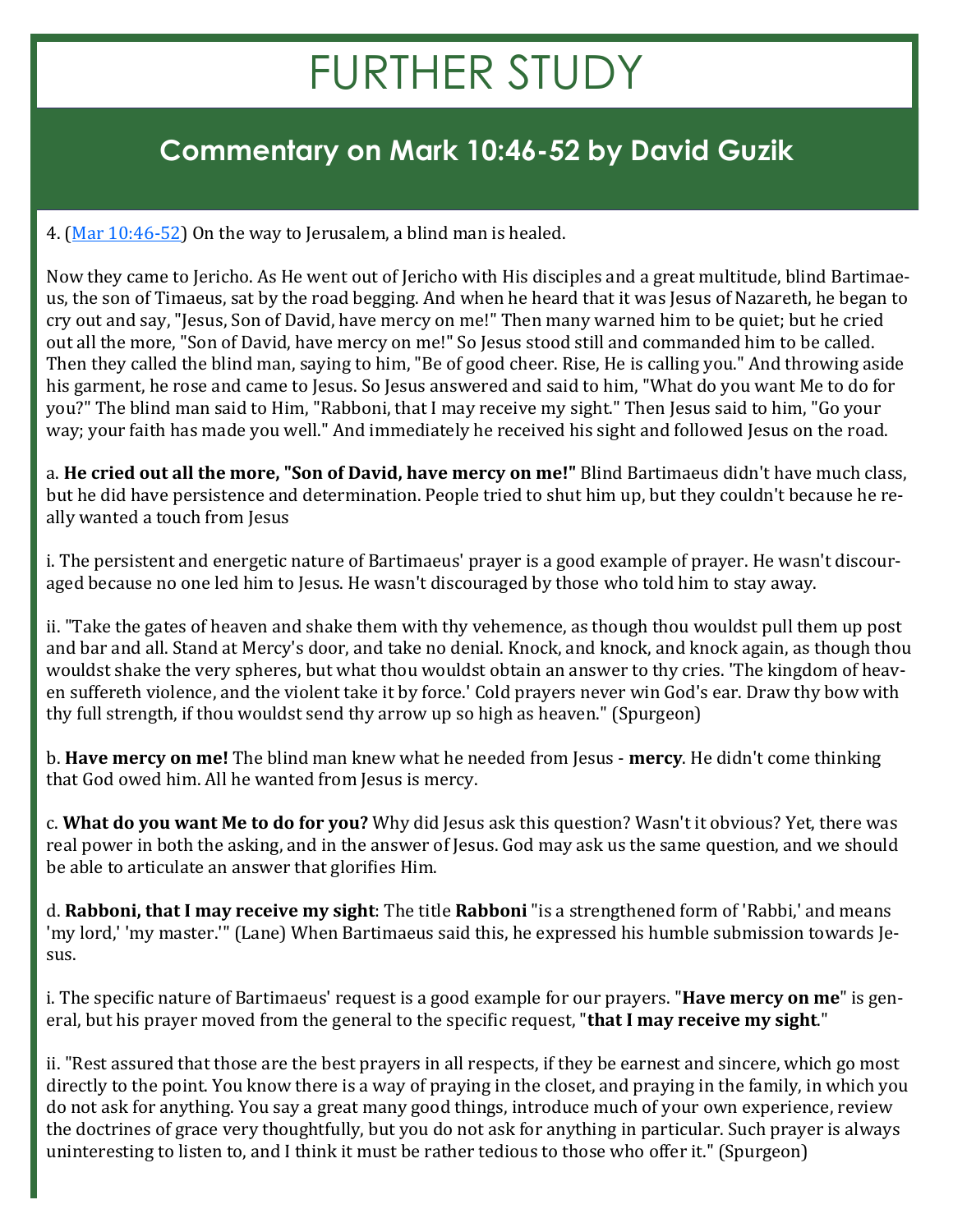# FURTHER STUDY

## Commentary on Mark 10:46-52 by David Guzik

4. (Mar 10:46-52) On the way to Jerusalem, a blind man is healed.

Now they came to Jericho. As He went out of Jericho with His disciples and a great multitude, blind Bartimaeus, the son of Timaeus, sat by the road begging. And when he heard that it was Jesus of Nazareth, he began to cry out and say, "Jesus, Son of David, have mercy on me!" Then many warned him to be quiet; but he cried out all the more, "Son of David, have mercy on me!" So Jesus stood still and commanded him to be called. Then they called the blind man, saying to him, "Be of good cheer. Rise, He is calling you." And throwing aside his garment, he rose and came to Jesus. So Jesus answered and said to him, "What do you want Me to do for you?" The blind man said to Him, "Rabboni, that I may receive my sight." Then Jesus said to him, "Go your way; your faith has made you well." And immediately he received his sight and followed Jesus on the road.

a. **He cried out all the more, "Son of David, have mercy on me!"** Blind Bartimaeus didn't have much class, but he did have persistence and determination. People tried to shut him up, but they couldn't because he really wanted a touch from Jesus

i. The persistent and energetic nature of Bartimaeus' prayer is a good example of prayer. He wasn't discouraged because no one led him to Jesus. He wasn't discouraged by those who told him to stay away.

ii. "Take the gates of heaven and shake them with thy vehemence, as though thou wouldst pull them up post and bar and all. Stand at Mercy's door, and take no denial. Knock, and knock, and knock again, as though thou wouldst shake the very spheres, but what thou wouldst obtain an answer to thy cries. 'The kingdom of heaven suffereth violence, and the violent take it by force.' Cold prayers never win God's ear. Draw thy bow with thy full strength, if thou wouldst send thy arrow up so high as heaven." (Spurgeon)

b. **Have mercy on me!** The blind man knew what he needed from Jesus - **mercy**. He didn't come thinking that God owed him. All he wanted from Jesus is mercy.

c. **What do you want Me to do for you?** Why did Jesus ask this question? Wasn't it obvious? Yet, there was real power in both the asking, and in the answer of Jesus. God may ask us the same question, and we should be able to articulate an answer that glorifies Him.

d. **Rabboni, that I may receive my sight**: The title **Rabboni** "is a strengthened form of 'Rabbi,' and means 'my lord,' 'my master.'" (Lane) When Bartimaeus said this, he expressed his humble submission towards Jesus.

i. The specific nature of Bartimaeus' request is a good example for our prayers. "**Have mercy on me**" is general, but his prayer moved from the general to the specific request, "**that I may receive my sight**."

ii. "Rest assured that those are the best prayers in all respects, if they be earnest and sincere, which go most directly to the point. You know there is a way of praying in the closet, and praying in the family, in which you do not ask for anything. You say a great many good things, introduce much of your own experience, review the doctrines of grace very thoughtfully, but you do not ask for anything in particular. Such prayer is always uninteresting to listen to, and I think it must be rather tedious to those who offer it." (Spurgeon)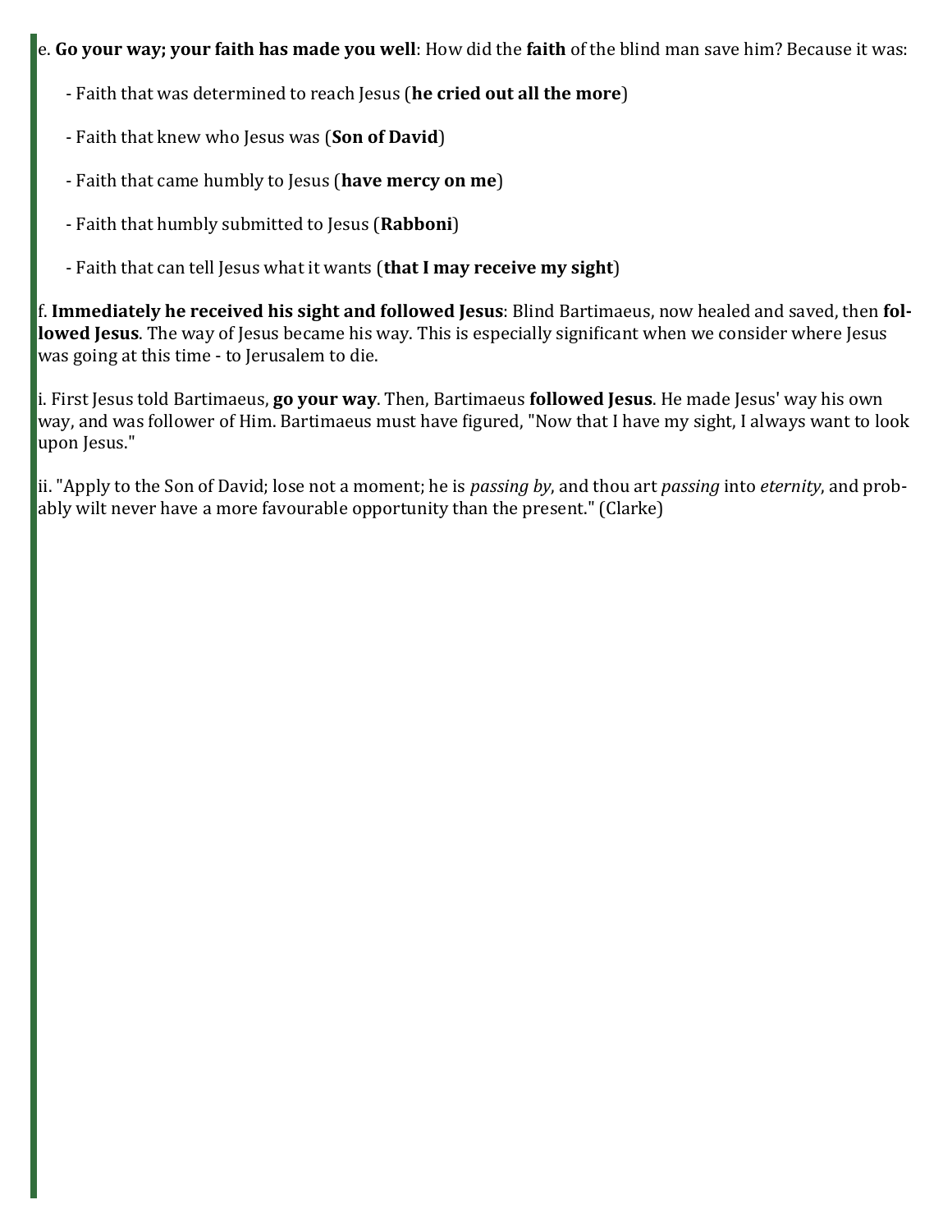e. **Go your way; your faith has made you well**: How did the **faith** of the blind man save him? Because it was:

- Faith that was determined to reach Jesus (**he cried out all the more**)
- Faith that knew who Jesus was (**Son of David**)
- Faith that came humbly to Jesus (**have mercy on me**)
- Faith that humbly submitted to Jesus (**Rabboni**)
- Faith that can tell Jesus what it wants (**that I may receive my sight**)

f. **Immediately he received his sight and followed Jesus**: Blind Bartimaeus, now healed and saved, then **followed Jesus**. The way of Jesus became his way. This is especially significant when we consider where Jesus was going at this time - to Jerusalem to die.

i. First Jesus told Bartimaeus, **go your way**. Then, Bartimaeus **followed Jesus**. He made Jesus' way his own way, and was follower of Him. Bartimaeus must have figured, "Now that I have my sight, I always want to look upon Jesus."

ii. "Apply to the Son of David; lose not a moment; he is *passing by*, and thou art *passing* into *eternity*, and probably wilt never have a more favourable opportunity than the present." (Clarke)